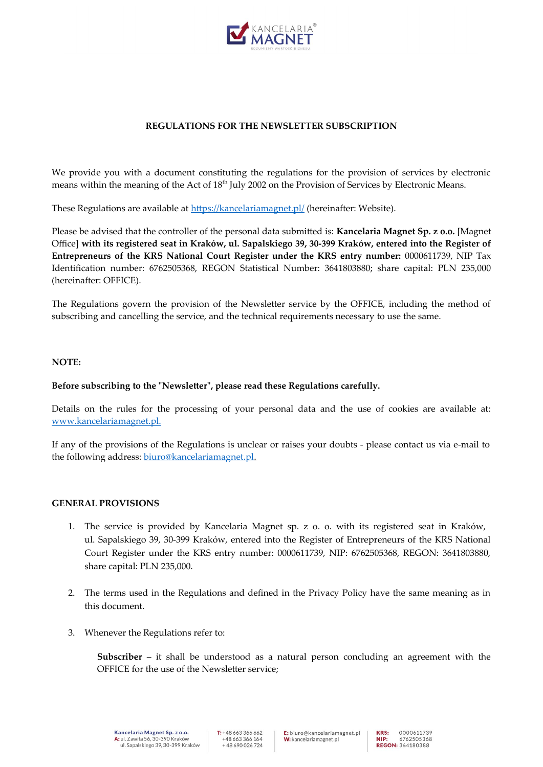## REGULATIONS FOR THE NEWSLETTER SUBSCRIPTION

We provide you with a document constituting the regulations for the provision of services by electronic means within the meaning of the Act of 18th July 2002 on the Provision of Services by Electronic Means.

These Regulations are available at https://kancelariamagnet.pl/ (hereinafter: Website).

Please be advised that the controller of the personal data submitted is: **Kancelaria Magnet Sp. z o.o.** [Magnet Office] **with its registered seat in Kraków, ul. Sapalskiego 39, 30-399 Kraków, entered into the Register of Entrepreneurs of the KRS National Court Register under the KRS entry number:** 0000611739, NIP Tax Identification number: 6762505368, REGON Statistical Number: 3641803880; share capital: PLN 235,000 (hereinafter: OFFICE).

The Regulations govern the provision of the Newsletter service by the OFFICE, including the method of subscribing and cancelling the service, and the technical requirements necessary to use the same.

**NOTE:**

**Before subscribing to the "Newsletter", please read these Regulations carefully.**

Details on the rules for the processing of your personal data and the use of cookies are available at: www.kancelariamagnet.pl.

If any of the provisions of the Regulations is unclear or raises your doubts - please contact us via e-mail to the following address: biuro@kancelariamagnet.pl.

**GENERAL PROVISIONS**

1. The service is provided by Kancelaria Magnet sp. z o. o. with its registered seat in Kraków, ul. Sapalskiego 39, 30-399 Kraków, entered into the Register of Entrepreneurs of the KRS National Court Register under the KRS entry number: 0000611739, NIP: 6762505368, REGON: 3641803880, share capital: PLN 235,000.

2. The terms used in the Regulations and defined in the Privacy Policy have the same meaning as in this document.

3. Whenever the Regulations refer to:

   **Subscriber** – it shall be understood as a natural person concluding an agreement with the OFFICE for the use of the Newsletter service;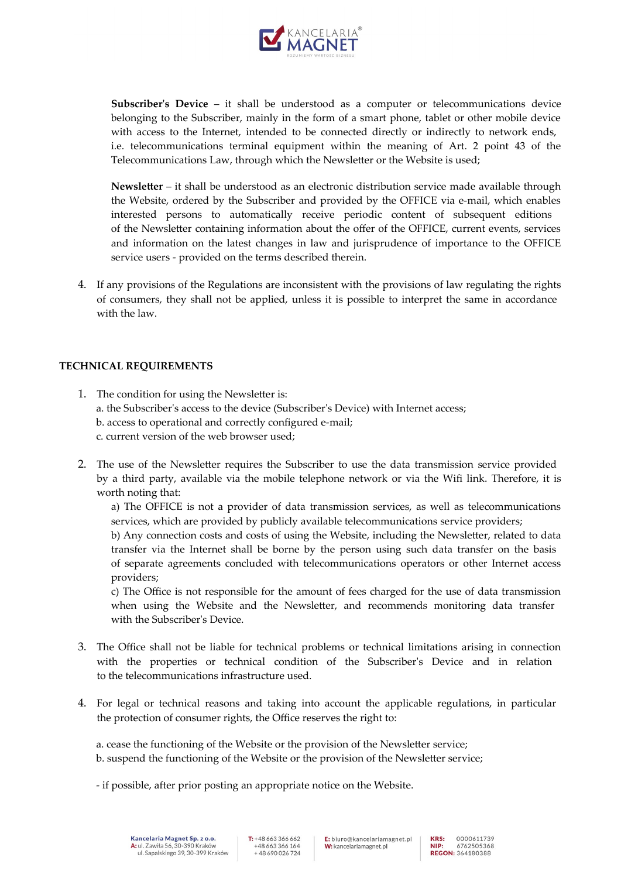**Subscriber's Device** – it shall be understood as a computer or telecommunications device belonging to the Subscriber, mainly in the form of a smart phone, tablet or other mobile device with access to the Internet, intended to be connected directly or indirectly to network ends, i.e. telecommunications terminal equipment within the meaning of Art. 2 point 43 of the Telecommunications Law, through which the Newsletter or the Website is used;

**Newsletter** – it shall be understood as an electronic distribution service made available through the Website, ordered by the Subscriber and provided by the OFFICE via e-mail, which enables interested persons to automatically receive periodic content of subsequent editions of the Newsletter containing information about the offer of the OFFICE, current events, services and information on the latest changes in law and jurisprudence of importance to the OFFICE service users - provided on the terms described therein.

4. If any provisions of the Regulations are inconsistent with the provisions of law regulating the rights of consumers, they shall not be applied, unless it is possible to interpret the same in accordance with the law.

## TECHNICAL REQUIREMENTS

1. The condition for using the Newsletter is:
   a. the Subscriber's access to the device (Subscriber's Device) with Internet access;
   b. access to operational and correctly configured e-mail;
   c. current version of the web browser used;

2. The use of the Newsletter requires the Subscriber to use the data transmission service provided by a third party, available via the mobile telephone network or via the Wifi link. Therefore, it is worth noting that:
   a) The OFFICE is not a provider of data transmission services, as well as telecommunications services, which are provided by publicly available telecommunications service providers;
   b) Any connection costs and costs of using the Website, including the Newsletter, related to data transfer via the Internet shall be borne by the person using such data transfer on the basis of separate agreements concluded with telecommunications operators or other Internet access providers;
   c) The Office is not responsible for the amount of fees charged for the use of data transmission when using the Website and the Newsletter, and recommends monitoring data transfer with the Subscriber's Device.

3. The Office shall not be liable for technical problems or technical limitations arising in connection with the properties or technical condition of the Subscriber's Device and in relation to the telecommunications infrastructure used.

4. For legal or technical reasons and taking into account the applicable regulations, in particular the protection of consumer rights, the Office reserves the right to:

   a. cease the functioning of the Website or the provision of the Newsletter service;
   b. suspend the functioning of the Website or the provision of the Newsletter service;

   - if possible, after prior posting an appropriate notice on the Website.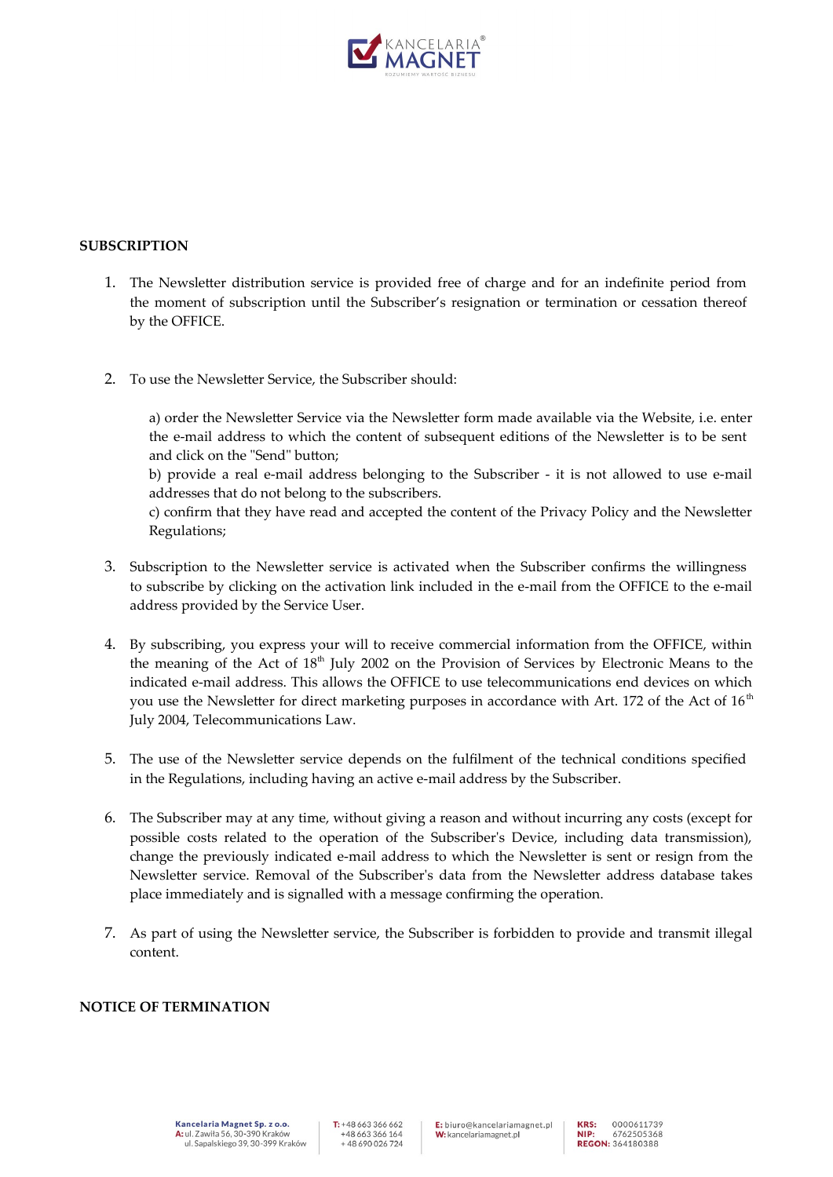## SUBSCRIPTION

1. The Newsletter distribution service is provided free of charge and for an indefinite period from the moment of subscription until the Subscriber's resignation or termination or cessation thereof by the OFFICE.

2. To use the Newsletter Service, the Subscriber should:

   a) order the Newsletter Service via the Newsletter form made available via the Website, i.e. enter the e-mail address to which the content of subsequent editions of the Newsletter is to be sent and click on the "Send" button;
   b) provide a real e-mail address belonging to the Subscriber - it is not allowed to use e-mail addresses that do not belong to the subscribers.
   c) confirm that they have read and accepted the content of the Privacy Policy and the Newsletter Regulations;

3. Subscription to the Newsletter service is activated when the Subscriber confirms the willingness to subscribe by clicking on the activation link included in the e-mail from the OFFICE to the e-mail address provided by the Service User.

4. By subscribing, you express your will to receive commercial information from the OFFICE, within the meaning of the Act of 18th July 2002 on the Provision of Services by Electronic Means to the indicated e-mail address. This allows the OFFICE to use telecommunications end devices on which you use the Newsletter for direct marketing purposes in accordance with Art. 172 of the Act of 16th July 2004, Telecommunications Law.

5. The use of the Newsletter service depends on the fulfilment of the technical conditions specified in the Regulations, including having an active e-mail address by the Subscriber.

6. The Subscriber may at any time, without giving a reason and without incurring any costs (except for possible costs related to the operation of the Subscriber's Device, including data transmission), change the previously indicated e-mail address to which the Newsletter is sent or resign from the Newsletter service. Removal of the Subscriber's data from the Newsletter address database takes place immediately and is signalled with a message confirming the operation.

7. As part of using the Newsletter service, the Subscriber is forbidden to provide and transmit illegal content.

## NOTICE OF TERMINATION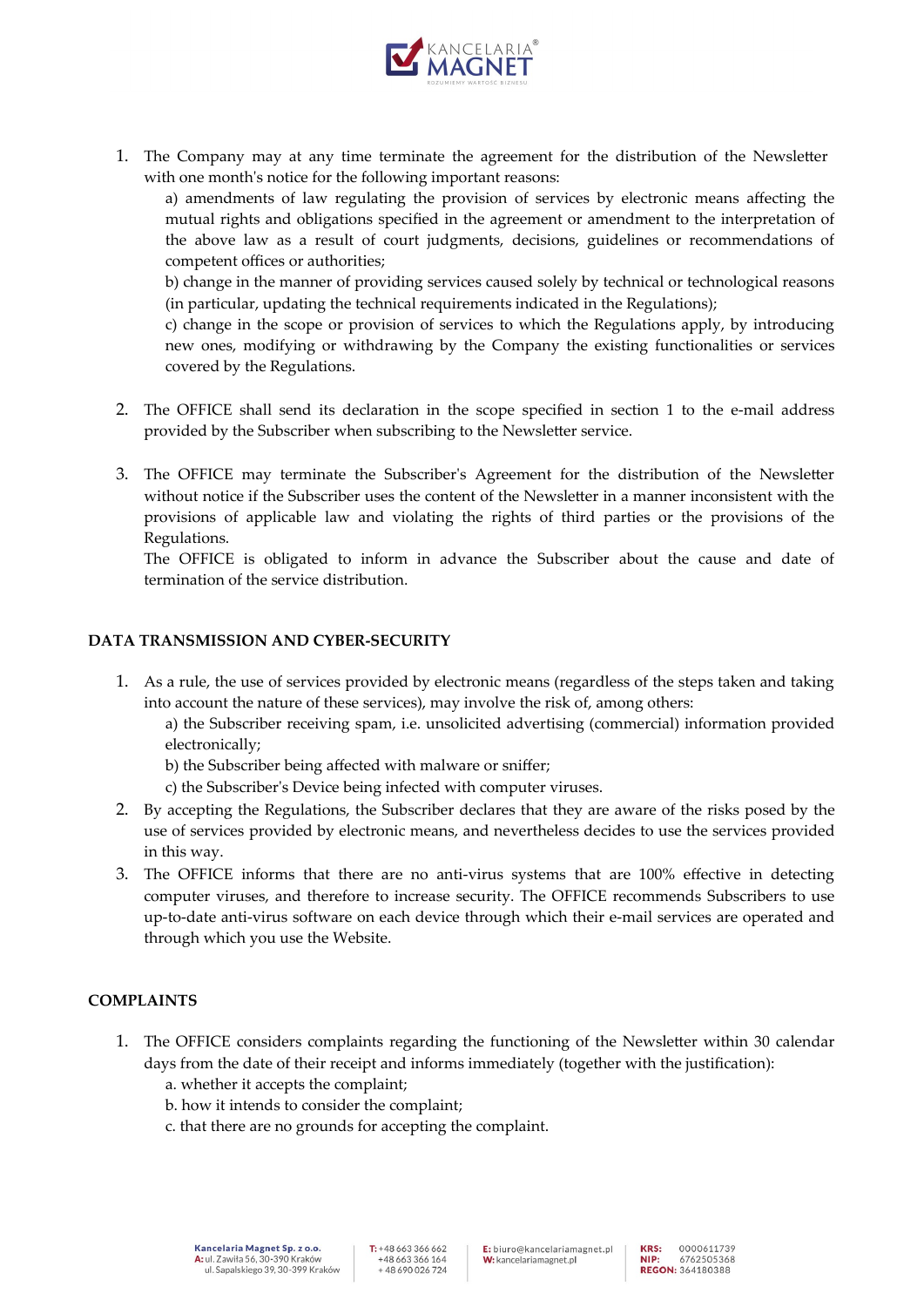1. The Company may at any time terminate the agreement for the distribution of the Newsletter with one month's notice for the following important reasons:
   a) amendments of law regulating the provision of services by electronic means affecting the mutual rights and obligations specified in the agreement or amendment to the interpretation of the above law as a result of court judgments, decisions, guidelines or recommendations of competent offices or authorities;
   b) change in the manner of providing services caused solely by technical or technological reasons (in particular, updating the technical requirements indicated in the Regulations);
   c) change in the scope or provision of services to which the Regulations apply, by introducing new ones, modifying or withdrawing by the Company the existing functionalities or services covered by the Regulations.

2. The OFFICE shall send its declaration in the scope specified in section 1 to the e-mail address provided by the Subscriber when subscribing to the Newsletter service.

3. The OFFICE may terminate the Subscriber's Agreement for the distribution of the Newsletter without notice if the Subscriber uses the content of the Newsletter in a manner inconsistent with the provisions of applicable law and violating the rights of third parties or the provisions of the Regulations.
   The OFFICE is obligated to inform in advance the Subscriber about the cause and date of termination of the service distribution.

## DATA TRANSMISSION AND CYBER-SECURITY

1. As a rule, the use of services provided by electronic means (regardless of the steps taken and taking into account the nature of these services), may involve the risk of, among others:
   a) the Subscriber receiving spam, i.e. unsolicited advertising (commercial) information provided electronically;
   b) the Subscriber being affected with malware or sniffer;
   c) the Subscriber's Device being infected with computer viruses.
2. By accepting the Regulations, the Subscriber declares that they are aware of the risks posed by the use of services provided by electronic means, and nevertheless decides to use the services provided in this way.
3. The OFFICE informs that there are no anti-virus systems that are 100% effective in detecting computer viruses, and therefore to increase security. The OFFICE recommends Subscribers to use up-to-date anti-virus software on each device through which their e-mail services are operated and through which you use the Website.

## COMPLAINTS

1. The OFFICE considers complaints regarding the functioning of the Newsletter within 30 calendar days from the date of their receipt and informs immediately (together with the justification):
   a. whether it accepts the complaint;
   b. how it intends to consider the complaint;
   c. that there are no grounds for accepting the complaint.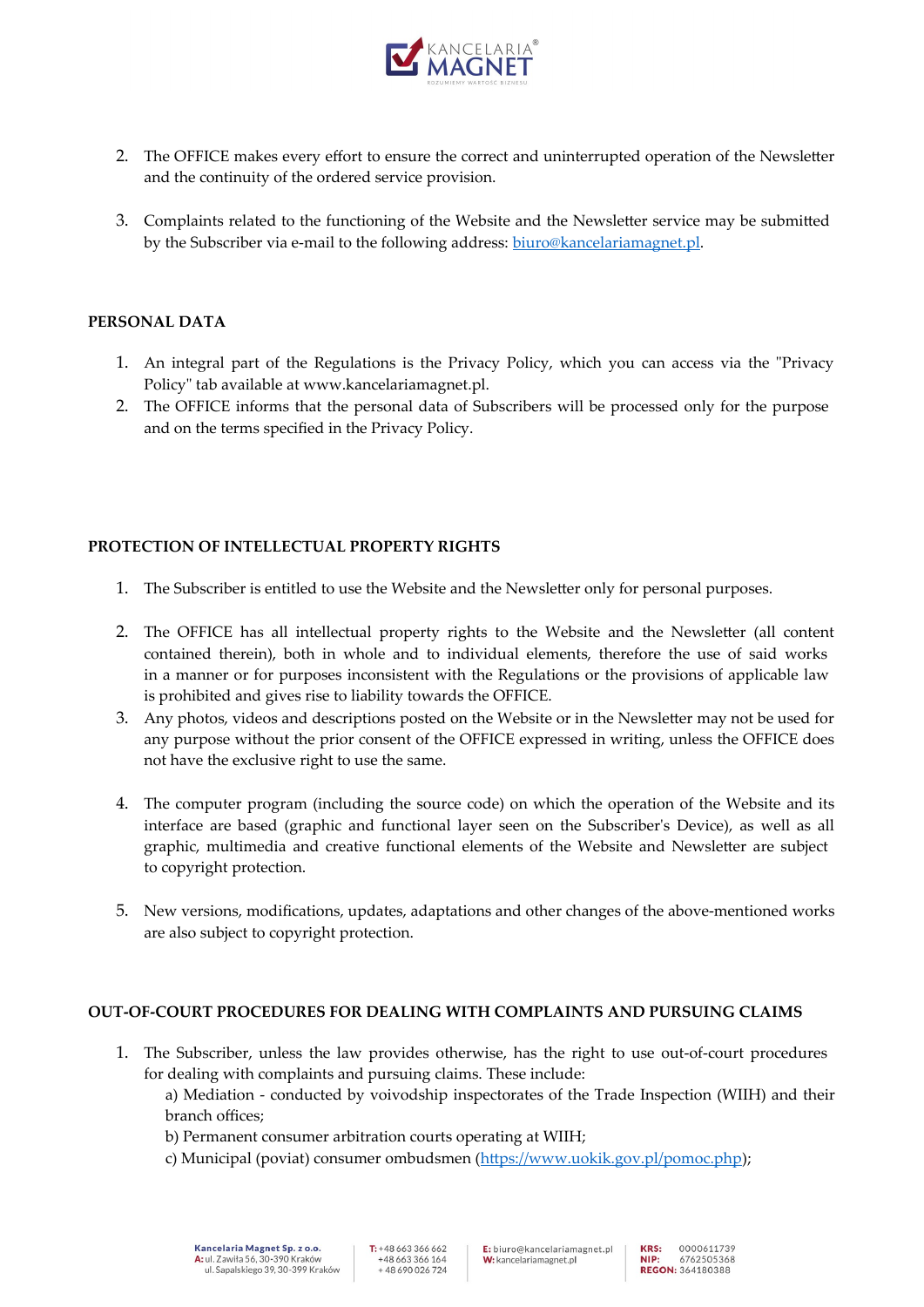2. The OFFICE makes every effort to ensure the correct and uninterrupted operation of the Newsletter and the continuity of the ordered service provision.

3. Complaints related to the functioning of the Website and the Newsletter service may be submitted by the Subscriber via e-mail to the following address: [biuro@kancelariamagnet.pl](mailto:biuro@kancelariamagnet.pl).

## PERSONAL DATA

1. An integral part of the Regulations is the Privacy Policy, which you can access via the "Privacy Policy" tab available at www.kancelariamagnet.pl.
2. The OFFICE informs that the personal data of Subscribers will be processed only for the purpose and on the terms specified in the Privacy Policy.

## PROTECTION OF INTELLECTUAL PROPERTY RIGHTS

1. The Subscriber is entitled to use the Website and the Newsletter only for personal purposes.

2. The OFFICE has all intellectual property rights to the Website and the Newsletter (all content contained therein), both in whole and to individual elements, therefore the use of said works in a manner or for purposes inconsistent with the Regulations or the provisions of applicable law is prohibited and gives rise to liability towards the OFFICE.
3. Any photos, videos and descriptions posted on the Website or in the Newsletter may not be used for any purpose without the prior consent of the OFFICE expressed in writing, unless the OFFICE does not have the exclusive right to use the same.

4. The computer program (including the source code) on which the operation of the Website and its interface are based (graphic and functional layer seen on the Subscriber's Device), as well as all graphic, multimedia and creative functional elements of the Website and Newsletter are subject to copyright protection.

5. New versions, modifications, updates, adaptations and other changes of the above-mentioned works are also subject to copyright protection.

## OUT-OF-COURT PROCEDURES FOR DEALING WITH COMPLAINTS AND PURSUING CLAIMS

1. The Subscriber, unless the law provides otherwise, has the right to use out-of-court procedures for dealing with complaints and pursuing claims. These include:
   a) Mediation - conducted by voivodship inspectorates of the Trade Inspection (WIIH) and their branch offices;
   b) Permanent consumer arbitration courts operating at WIIH;
   c) Municipal (poviat) consumer ombudsmen ([https://www.uokik.gov.pl/pomoc.php](https://www.uokik.gov.pl/pomoc.php));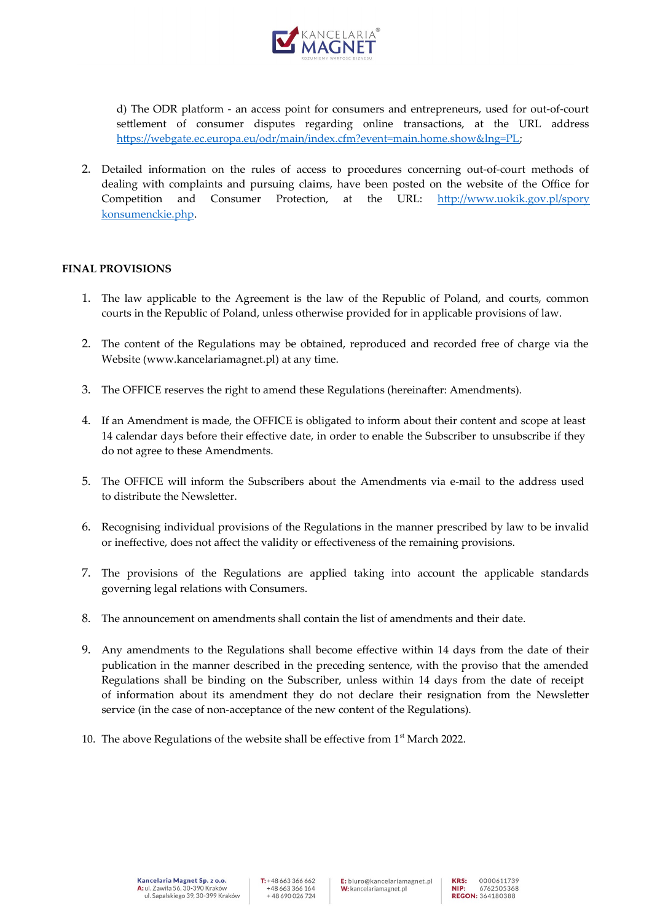d) The ODR platform - an access point for consumers and entrepreneurs, used for out-of-court settlement of consumer disputes regarding online transactions, at the URL address https://webgate.ec.europa.eu/odr/main/index.cfm?event=main.home.show&lng=PL;

2. Detailed information on the rules of access to procedures concerning out-of-court methods of dealing with complaints and pursuing claims, have been posted on the website of the Office for Competition and Consumer Protection, at the URL: http://www.uokik.gov.pl/spory konsumenckie.php.

**FINAL PROVISIONS**

1. The law applicable to the Agreement is the law of the Republic of Poland, and courts, common courts in the Republic of Poland, unless otherwise provided for in applicable provisions of law.

2. The content of the Regulations may be obtained, reproduced and recorded free of charge via the Website (www.kancelariamagnet.pl) at any time.

3. The OFFICE reserves the right to amend these Regulations (hereinafter: Amendments).

4. If an Amendment is made, the OFFICE is obligated to inform about their content and scope at least 14 calendar days before their effective date, in order to enable the Subscriber to unsubscribe if they do not agree to these Amendments.

5. The OFFICE will inform the Subscribers about the Amendments via e-mail to the address used to distribute the Newsletter.

6. Recognising individual provisions of the Regulations in the manner prescribed by law to be invalid or ineffective, does not affect the validity or effectiveness of the remaining provisions.

7. The provisions of the Regulations are applied taking into account the applicable standards governing legal relations with Consumers.

8. The announcement on amendments shall contain the list of amendments and their date.

9. Any amendments to the Regulations shall become effective within 14 days from the date of their publication in the manner described in the preceding sentence, with the proviso that the amended Regulations shall be binding on the Subscriber, unless within 14 days from the date of receipt of information about its amendment they do not declare their resignation from the Newsletter service (in the case of non-acceptance of the new content of the Regulations).

10. The above Regulations of the website shall be effective from 1st March 2022.